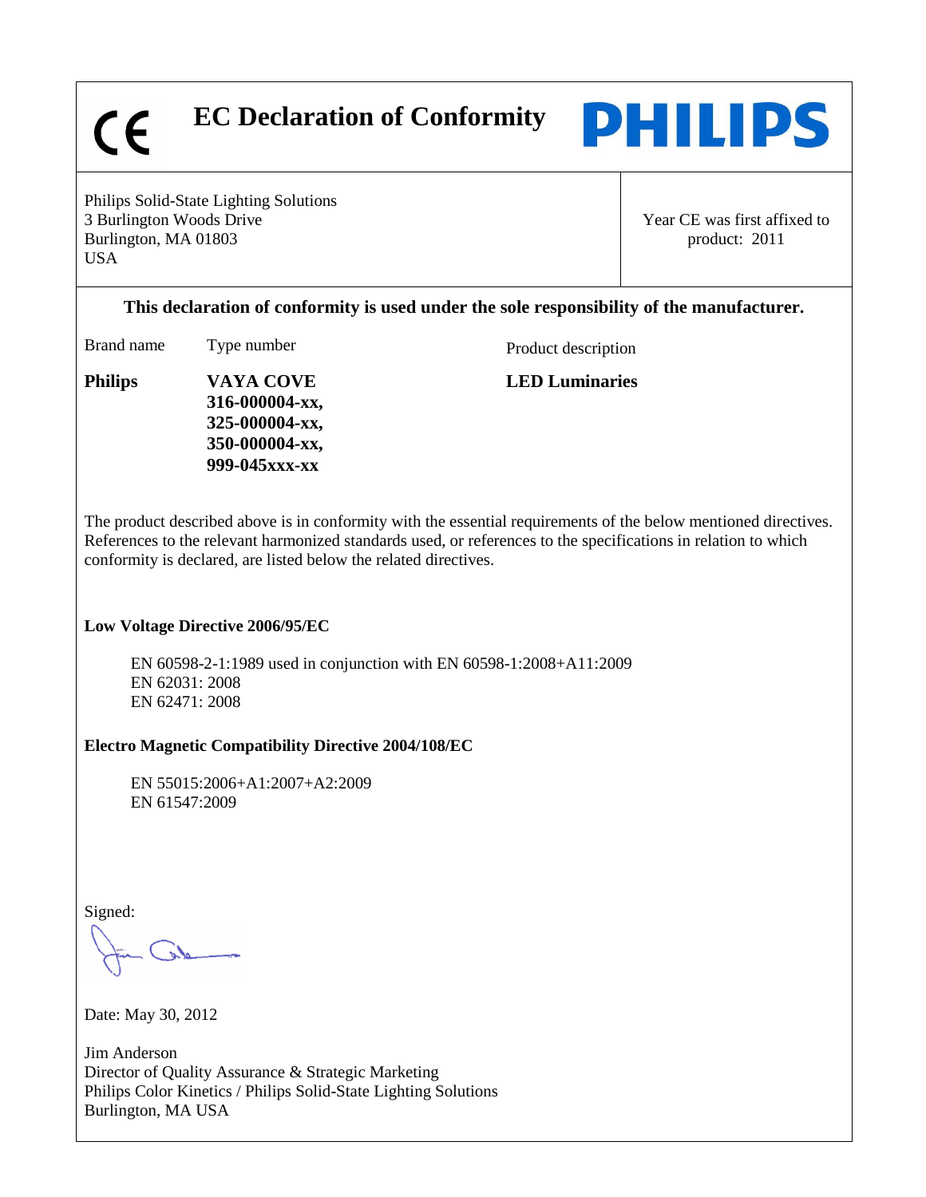CE

# EC Declaration of Conformity

PHILIPS

Philips Solid-State Lighting Solutions
3 Burlington Woods Drive
Burlington, MA 01803
USA

Year CE was first affixed to product: 2011

**This declaration of conformity is used under the sole responsibility of the manufacturer.**

| Brand name | Type number | Product description |
|---|---|---|
| **Philips** | **VAYA COVE 316-000004-xx, 325-000004-xx, 350-000004-xx, 999-045xxx-xx** | **LED Luminaries** |

The product described above is in conformity with the essential requirements of the below mentioned directives. References to the relevant harmonized standards used, or references to the specifications in relation to which conformity is declared, are listed below the related directives.

**Low Voltage Directive 2006/95/EC**

EN 60598-2-1:1989 used in conjunction with EN 60598-1:2008+A11:2009
EN 62031: 2008
EN 62471: 2008

**Electro Magnetic Compatibility Directive 2004/108/EC**

EN 55015:2006+A1:2007+A2:2009
EN 61547:2009

Signed:

Date: May 30, 2012

Jim Anderson
Director of Quality Assurance & Strategic Marketing
Philips Color Kinetics / Philips Solid-State Lighting Solutions
Burlington, MA USA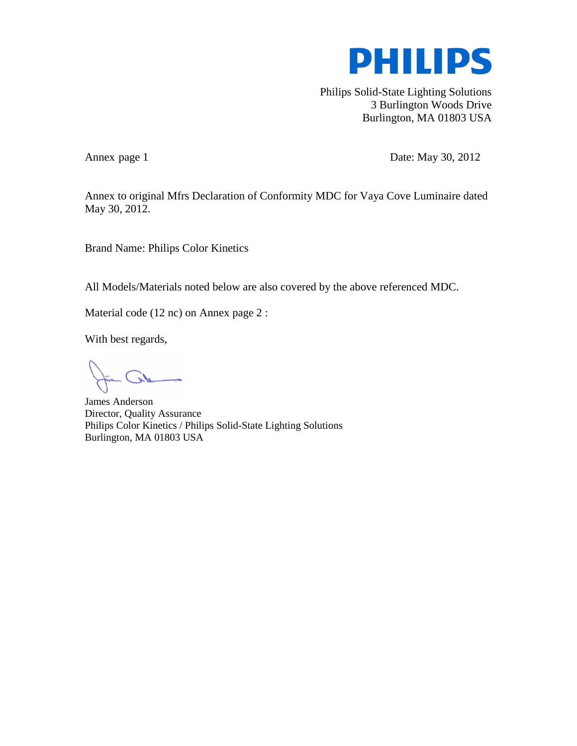PHILIPS

Philips Solid-State Lighting Solutions
3 Burlington Woods Drive
Burlington, MA 01803 USA

Annex page 1

Date: May 30, 2012

Annex to original Mfrs Declaration of Conformity MDC for Vaya Cove Luminaire dated May 30, 2012.

Brand Name: Philips Color Kinetics

All Models/Materials noted below are also covered by the above referenced MDC.

Material code (12 nc) on Annex page 2 :

With best regards,

James Anderson
Director, Quality Assurance
Philips Color Kinetics / Philips Solid-State Lighting Solutions
Burlington, MA 01803 USA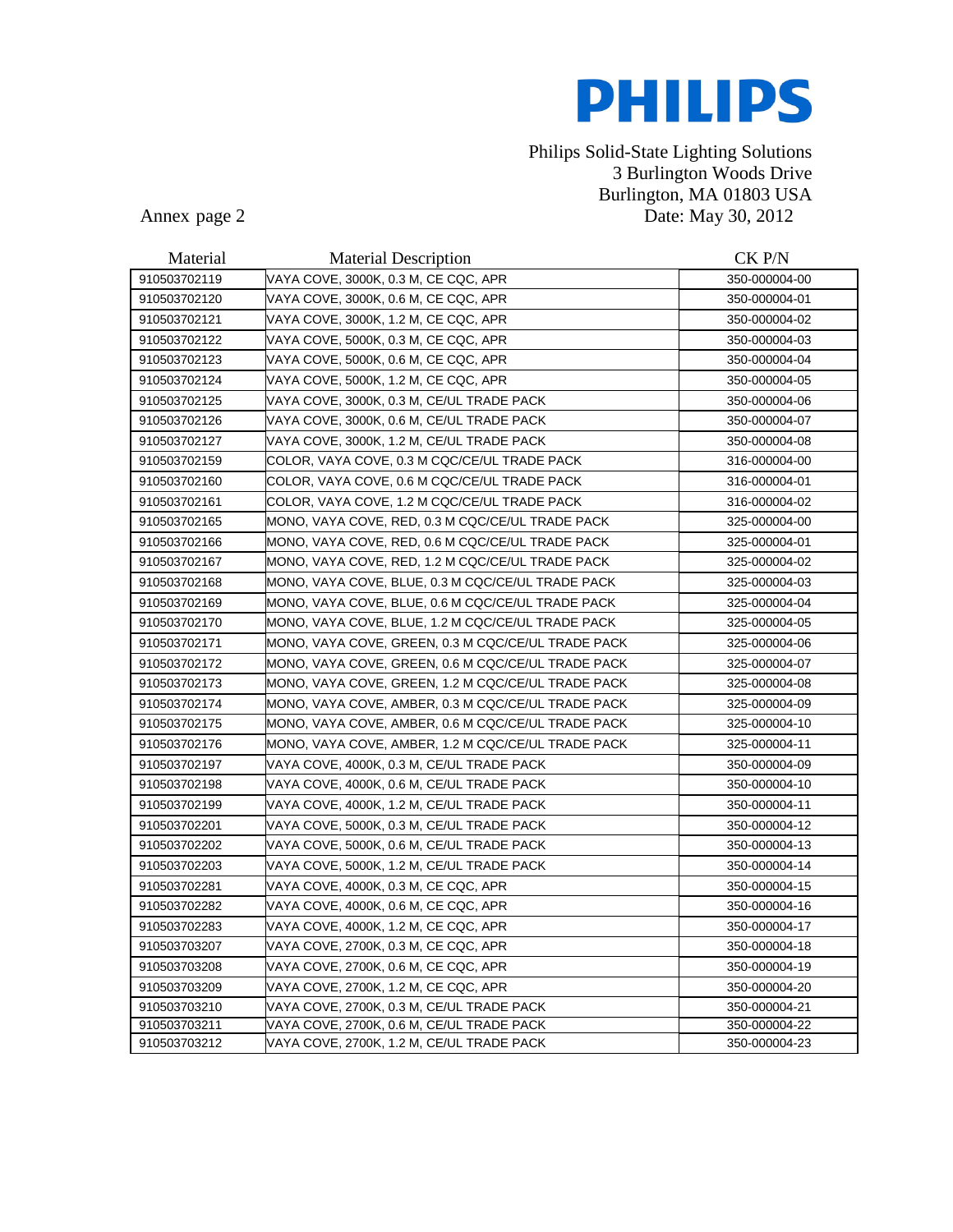PHILIPS

Philips Solid-State Lighting Solutions
3 Burlington Woods Drive
Burlington, MA 01803 USA
Date: May 30, 2012

Annex page 2

| Material | Material Description | CK P/N |
|---|---|---|
| 910503702119 | VAYA COVE, 3000K, 0.3 M, CE CQC, APR | 350-000004-00 |
| 910503702120 | VAYA COVE, 3000K, 0.6 M, CE CQC, APR | 350-000004-01 |
| 910503702121 | VAYA COVE, 3000K, 1.2 M, CE CQC, APR | 350-000004-02 |
| 910503702122 | VAYA COVE, 5000K, 0.3 M, CE CQC, APR | 350-000004-03 |
| 910503702123 | VAYA COVE, 5000K, 0.6 M, CE CQC, APR | 350-000004-04 |
| 910503702124 | VAYA COVE, 5000K, 1.2 M, CE CQC, APR | 350-000004-05 |
| 910503702125 | VAYA COVE, 3000K, 0.3 M, CE/UL TRADE PACK | 350-000004-06 |
| 910503702126 | VAYA COVE, 3000K, 0.6 M, CE/UL TRADE PACK | 350-000004-07 |
| 910503702127 | VAYA COVE, 3000K, 1.2 M, CE/UL TRADE PACK | 350-000004-08 |
| 910503702159 | COLOR, VAYA COVE, 0.3 M CQC/CE/UL TRADE PACK | 316-000004-00 |
| 910503702160 | COLOR, VAYA COVE, 0.6 M CQC/CE/UL TRADE PACK | 316-000004-01 |
| 910503702161 | COLOR, VAYA COVE, 1.2 M CQC/CE/UL TRADE PACK | 316-000004-02 |
| 910503702165 | MONO, VAYA COVE, RED, 0.3 M CQC/CE/UL TRADE PACK | 325-000004-00 |
| 910503702166 | MONO, VAYA COVE, RED, 0.6 M CQC/CE/UL TRADE PACK | 325-000004-01 |
| 910503702167 | MONO, VAYA COVE, RED, 1.2 M CQC/CE/UL TRADE PACK | 325-000004-02 |
| 910503702168 | MONO, VAYA COVE, BLUE, 0.3 M CQC/CE/UL TRADE PACK | 325-000004-03 |
| 910503702169 | MONO, VAYA COVE, BLUE, 0.6 M CQC/CE/UL TRADE PACK | 325-000004-04 |
| 910503702170 | MONO, VAYA COVE, BLUE, 1.2 M CQC/CE/UL TRADE PACK | 325-000004-05 |
| 910503702171 | MONO, VAYA COVE, GREEN, 0.3 M CQC/CE/UL TRADE PACK | 325-000004-06 |
| 910503702172 | MONO, VAYA COVE, GREEN, 0.6 M CQC/CE/UL TRADE PACK | 325-000004-07 |
| 910503702173 | MONO, VAYA COVE, GREEN, 1.2 M CQC/CE/UL TRADE PACK | 325-000004-08 |
| 910503702174 | MONO, VAYA COVE, AMBER, 0.3 M CQC/CE/UL TRADE PACK | 325-000004-09 |
| 910503702175 | MONO, VAYA COVE, AMBER, 0.6 M CQC/CE/UL TRADE PACK | 325-000004-10 |
| 910503702176 | MONO, VAYA COVE, AMBER, 1.2 M CQC/CE/UL TRADE PACK | 325-000004-11 |
| 910503702197 | VAYA COVE, 4000K, 0.3 M, CE/UL TRADE PACK | 350-000004-09 |
| 910503702198 | VAYA COVE, 4000K, 0.6 M, CE/UL TRADE PACK | 350-000004-10 |
| 910503702199 | VAYA COVE, 4000K, 1.2 M, CE/UL TRADE PACK | 350-000004-11 |
| 910503702201 | VAYA COVE, 5000K, 0.3 M, CE/UL TRADE PACK | 350-000004-12 |
| 910503702202 | VAYA COVE, 5000K, 0.6 M, CE/UL TRADE PACK | 350-000004-13 |
| 910503702203 | VAYA COVE, 5000K, 1.2 M, CE/UL TRADE PACK | 350-000004-14 |
| 910503702281 | VAYA COVE, 4000K, 0.3 M, CE CQC, APR | 350-000004-15 |
| 910503702282 | VAYA COVE, 4000K, 0.6 M, CE CQC, APR | 350-000004-16 |
| 910503702283 | VAYA COVE, 4000K, 1.2 M, CE CQC, APR | 350-000004-17 |
| 910503703207 | VAYA COVE, 2700K, 0.3 M, CE CQC, APR | 350-000004-18 |
| 910503703208 | VAYA COVE, 2700K, 0.6 M, CE CQC, APR | 350-000004-19 |
| 910503703209 | VAYA COVE, 2700K, 1.2 M, CE CQC, APR | 350-000004-20 |
| 910503703210 | VAYA COVE, 2700K, 0.3 M, CE/UL TRADE PACK | 350-000004-21 |
| 910503703211 | VAYA COVE, 2700K, 0.6 M, CE/UL TRADE PACK | 350-000004-22 |
| 910503703212 | VAYA COVE, 2700K, 1.2 M, CE/UL TRADE PACK | 350-000004-23 |